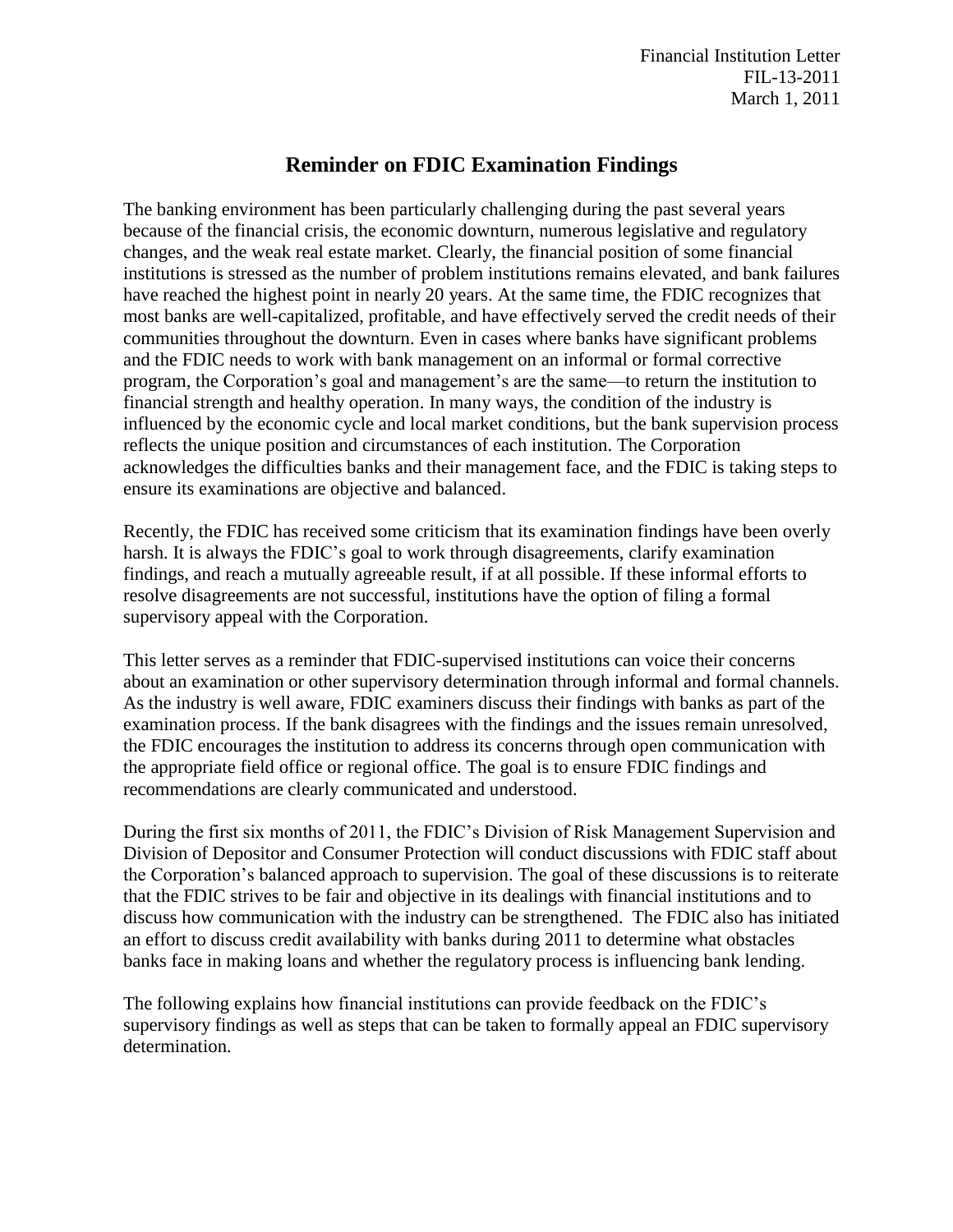Financial Institution Letter
FIL-13-2011
March 1, 2011

# Reminder on FDIC Examination Findings

The banking environment has been particularly challenging during the past several years because of the financial crisis, the economic downturn, numerous legislative and regulatory changes, and the weak real estate market. Clearly, the financial position of some financial institutions is stressed as the number of problem institutions remains elevated, and bank failures have reached the highest point in nearly 20 years. At the same time, the FDIC recognizes that most banks are well-capitalized, profitable, and have effectively served the credit needs of their communities throughout the downturn. Even in cases where banks have significant problems and the FDIC needs to work with bank management on an informal or formal corrective program, the Corporation's goal and management's are the same—to return the institution to financial strength and healthy operation. In many ways, the condition of the industry is influenced by the economic cycle and local market conditions, but the bank supervision process reflects the unique position and circumstances of each institution. The Corporation acknowledges the difficulties banks and their management face, and the FDIC is taking steps to ensure its examinations are objective and balanced.

Recently, the FDIC has received some criticism that its examination findings have been overly harsh. It is always the FDIC's goal to work through disagreements, clarify examination findings, and reach a mutually agreeable result, if at all possible. If these informal efforts to resolve disagreements are not successful, institutions have the option of filing a formal supervisory appeal with the Corporation.

This letter serves as a reminder that FDIC-supervised institutions can voice their concerns about an examination or other supervisory determination through informal and formal channels. As the industry is well aware, FDIC examiners discuss their findings with banks as part of the examination process. If the bank disagrees with the findings and the issues remain unresolved, the FDIC encourages the institution to address its concerns through open communication with the appropriate field office or regional office. The goal is to ensure FDIC findings and recommendations are clearly communicated and understood.

During the first six months of 2011, the FDIC's Division of Risk Management Supervision and Division of Depositor and Consumer Protection will conduct discussions with FDIC staff about the Corporation's balanced approach to supervision. The goal of these discussions is to reiterate that the FDIC strives to be fair and objective in its dealings with financial institutions and to discuss how communication with the industry can be strengthened. The FDIC also has initiated an effort to discuss credit availability with banks during 2011 to determine what obstacles banks face in making loans and whether the regulatory process is influencing bank lending.

The following explains how financial institutions can provide feedback on the FDIC's supervisory findings as well as steps that can be taken to formally appeal an FDIC supervisory determination.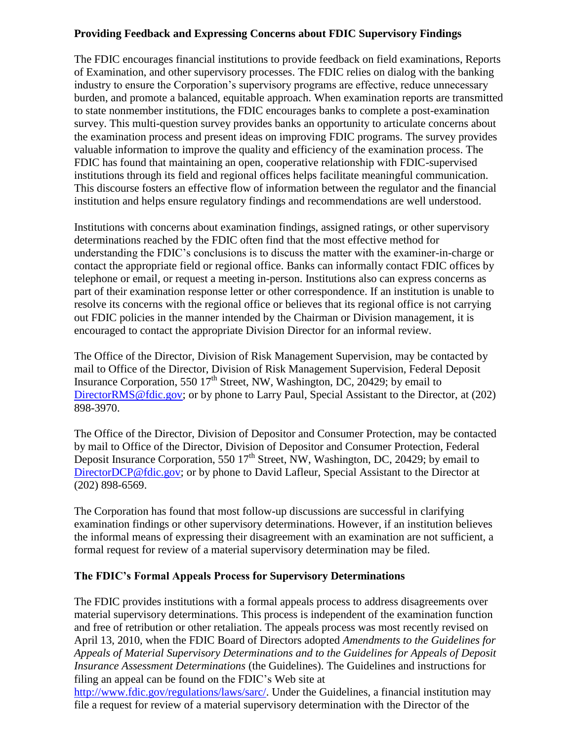**Providing Feedback and Expressing Concerns about FDIC Supervisory Findings**

The FDIC encourages financial institutions to provide feedback on field examinations, Reports of Examination, and other supervisory processes. The FDIC relies on dialog with the banking industry to ensure the Corporation's supervisory programs are effective, reduce unnecessary burden, and promote a balanced, equitable approach. When examination reports are transmitted to state nonmember institutions, the FDIC encourages banks to complete a post-examination survey. This multi-question survey provides banks an opportunity to articulate concerns about the examination process and present ideas on improving FDIC programs. The survey provides valuable information to improve the quality and efficiency of the examination process. The FDIC has found that maintaining an open, cooperative relationship with FDIC-supervised institutions through its field and regional offices helps facilitate meaningful communication. This discourse fosters an effective flow of information between the regulator and the financial institution and helps ensure regulatory findings and recommendations are well understood.

Institutions with concerns about examination findings, assigned ratings, or other supervisory determinations reached by the FDIC often find that the most effective method for understanding the FDIC's conclusions is to discuss the matter with the examiner-in-charge or contact the appropriate field or regional office. Banks can informally contact FDIC offices by telephone or email, or request a meeting in-person. Institutions also can express concerns as part of their examination response letter or other correspondence. If an institution is unable to resolve its concerns with the regional office or believes that its regional office is not carrying out FDIC policies in the manner intended by the Chairman or Division management, it is encouraged to contact the appropriate Division Director for an informal review.

The Office of the Director, Division of Risk Management Supervision, may be contacted by mail to Office of the Director, Division of Risk Management Supervision, Federal Deposit Insurance Corporation, 550 17th Street, NW, Washington, DC, 20429; by email to DirectorRMS@fdic.gov; or by phone to Larry Paul, Special Assistant to the Director, at (202) 898-3970.

The Office of the Director, Division of Depositor and Consumer Protection, may be contacted by mail to Office of the Director, Division of Depositor and Consumer Protection, Federal Deposit Insurance Corporation, 550 17th Street, NW, Washington, DC, 20429; by email to DirectorDCP@fdic.gov; or by phone to David Lafleur, Special Assistant to the Director at (202) 898-6569.

The Corporation has found that most follow-up discussions are successful in clarifying examination findings or other supervisory determinations. However, if an institution believes the informal means of expressing their disagreement with an examination are not sufficient, a formal request for review of a material supervisory determination may be filed.

**The FDIC's Formal Appeals Process for Supervisory Determinations**

The FDIC provides institutions with a formal appeals process to address disagreements over material supervisory determinations. This process is independent of the examination function and free of retribution or other retaliation. The appeals process was most recently revised on April 13, 2010, when the FDIC Board of Directors adopted *Amendments to the Guidelines for Appeals of Material Supervisory Determinations and to the Guidelines for Appeals of Deposit Insurance Assessment Determinations* (the Guidelines). The Guidelines and instructions for filing an appeal can be found on the FDIC's Web site at http://www.fdic.gov/regulations/laws/sarc/. Under the Guidelines, a financial institution may file a request for review of a material supervisory determination with the Director of the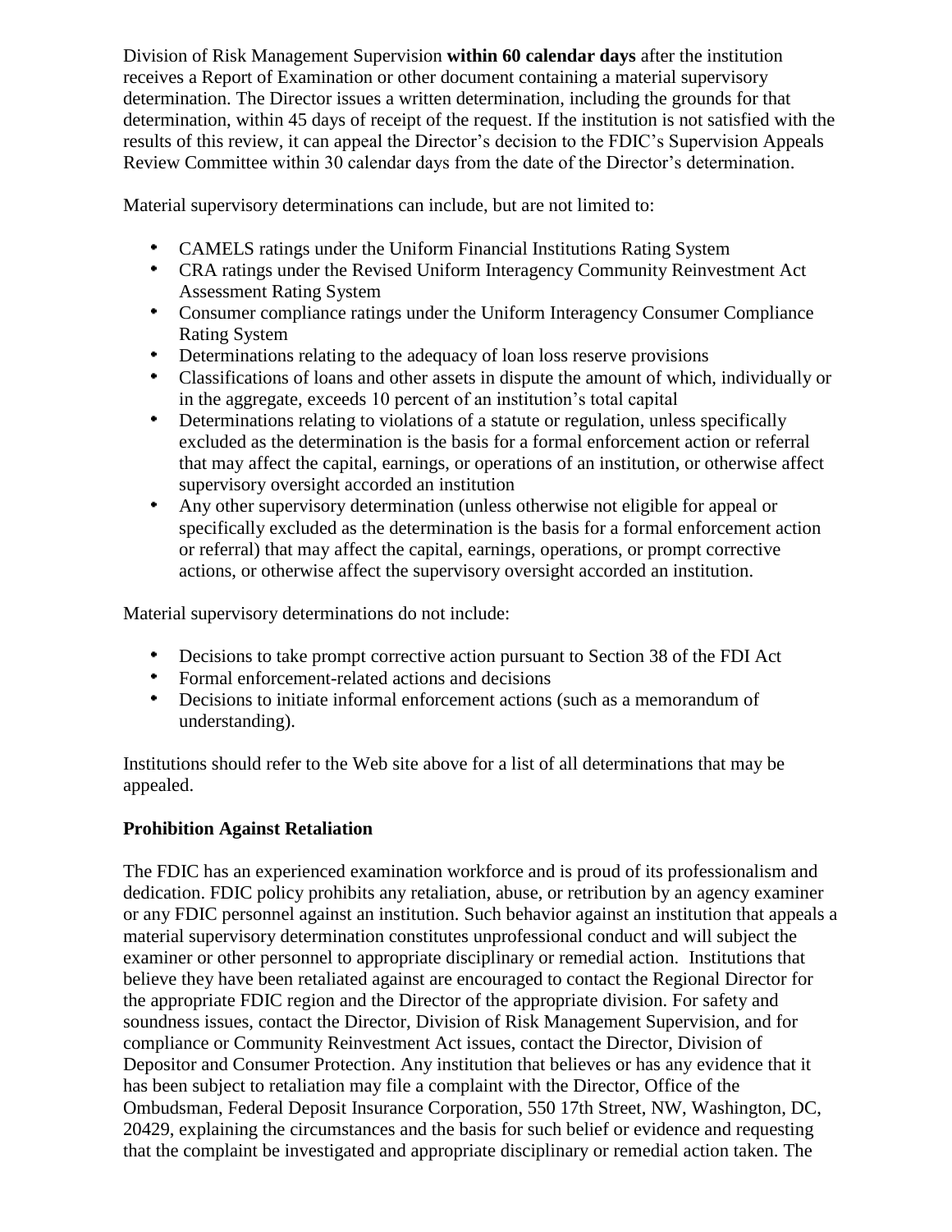Division of Risk Management Supervision **within 60 calendar days** after the institution receives a Report of Examination or other document containing a material supervisory determination. The Director issues a written determination, including the grounds for that determination, within 45 days of receipt of the request. If the institution is not satisfied with the results of this review, it can appeal the Director's decision to the FDIC's Supervision Appeals Review Committee within 30 calendar days from the date of the Director's determination.

Material supervisory determinations can include, but are not limited to:

- CAMELS ratings under the Uniform Financial Institutions Rating System
- CRA ratings under the Revised Uniform Interagency Community Reinvestment Act Assessment Rating System
- Consumer compliance ratings under the Uniform Interagency Consumer Compliance Rating System
- Determinations relating to the adequacy of loan loss reserve provisions
- Classifications of loans and other assets in dispute the amount of which, individually or in the aggregate, exceeds 10 percent of an institution's total capital
- Determinations relating to violations of a statute or regulation, unless specifically excluded as the determination is the basis for a formal enforcement action or referral that may affect the capital, earnings, or operations of an institution, or otherwise affect supervisory oversight accorded an institution
- Any other supervisory determination (unless otherwise not eligible for appeal or specifically excluded as the determination is the basis for a formal enforcement action or referral) that may affect the capital, earnings, operations, or prompt corrective actions, or otherwise affect the supervisory oversight accorded an institution.

Material supervisory determinations do not include:

- Decisions to take prompt corrective action pursuant to Section 38 of the FDI Act
- Formal enforcement-related actions and decisions
- Decisions to initiate informal enforcement actions (such as a memorandum of understanding).

Institutions should refer to the Web site above for a list of all determinations that may be appealed.

**Prohibition Against Retaliation**

The FDIC has an experienced examination workforce and is proud of its professionalism and dedication. FDIC policy prohibits any retaliation, abuse, or retribution by an agency examiner or any FDIC personnel against an institution. Such behavior against an institution that appeals a material supervisory determination constitutes unprofessional conduct and will subject the examiner or other personnel to appropriate disciplinary or remedial action. Institutions that believe they have been retaliated against are encouraged to contact the Regional Director for the appropriate FDIC region and the Director of the appropriate division. For safety and soundness issues, contact the Director, Division of Risk Management Supervision, and for compliance or Community Reinvestment Act issues, contact the Director, Division of Depositor and Consumer Protection. Any institution that believes or has any evidence that it has been subject to retaliation may file a complaint with the Director, Office of the Ombudsman, Federal Deposit Insurance Corporation, 550 17th Street, NW, Washington, DC, 20429, explaining the circumstances and the basis for such belief or evidence and requesting that the complaint be investigated and appropriate disciplinary or remedial action taken. The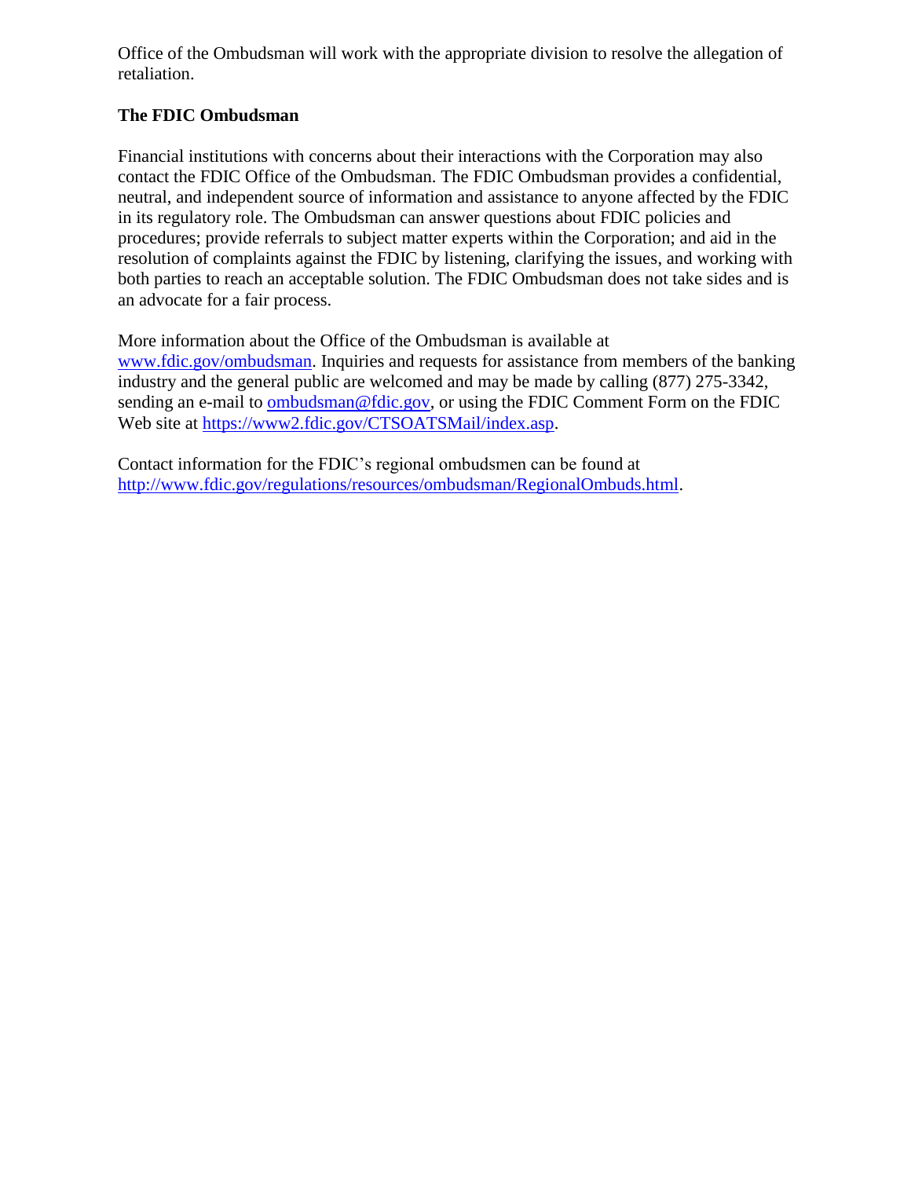Office of the Ombudsman will work with the appropriate division to resolve the allegation of retaliation.

**The FDIC Ombudsman**

Financial institutions with concerns about their interactions with the Corporation may also contact the FDIC Office of the Ombudsman. The FDIC Ombudsman provides a confidential, neutral, and independent source of information and assistance to anyone affected by the FDIC in its regulatory role. The Ombudsman can answer questions about FDIC policies and procedures; provide referrals to subject matter experts within the Corporation; and aid in the resolution of complaints against the FDIC by listening, clarifying the issues, and working with both parties to reach an acceptable solution. The FDIC Ombudsman does not take sides and is an advocate for a fair process.

More information about the Office of the Ombudsman is available at [www.fdic.gov/ombudsman](http://www.fdic.gov/ombudsman). Inquiries and requests for assistance from members of the banking industry and the general public are welcomed and may be made by calling (877) 275-3342, sending an e-mail to [ombudsman@fdic.gov](mailto:ombudsman@fdic.gov), or using the FDIC Comment Form on the FDIC Web site at [https://www2.fdic.gov/CTSOATSMail/index.asp](https://www2.fdic.gov/CTSOATSMail/index.asp).

Contact information for the FDIC's regional ombudsmen can be found at [http://www.fdic.gov/regulations/resources/ombudsman/RegionalOmbuds.html](http://www.fdic.gov/regulations/resources/ombudsman/RegionalOmbuds.html).